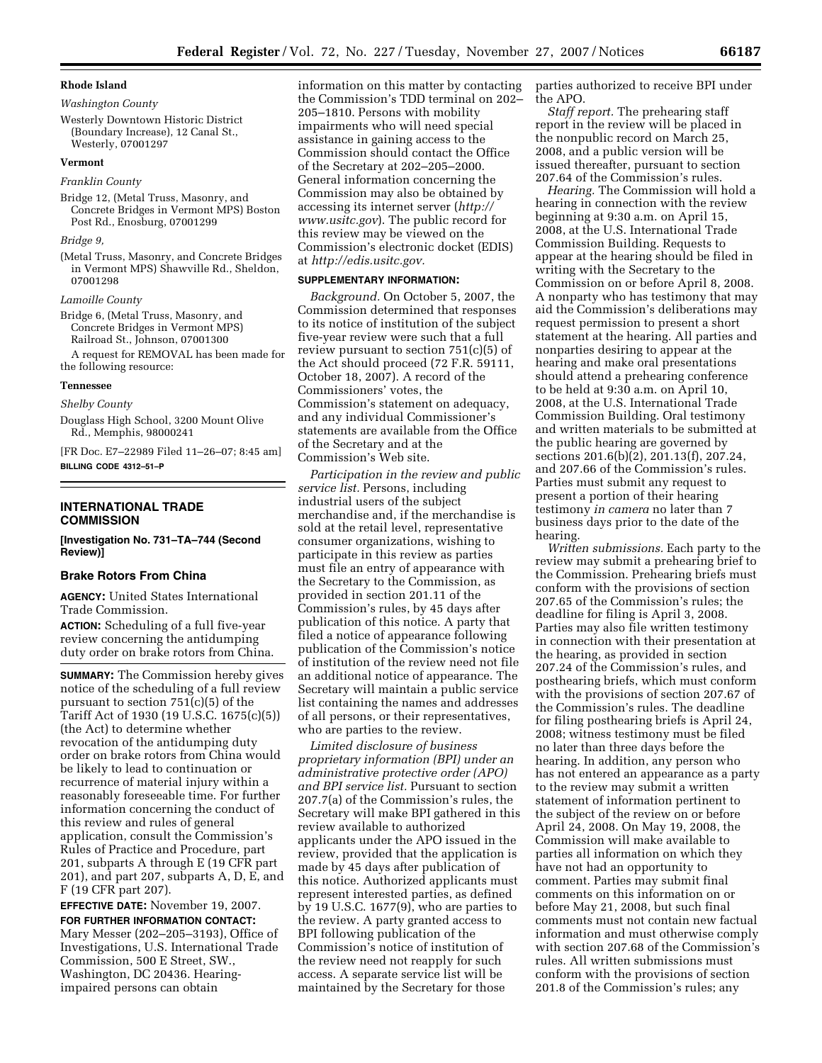**Rhode Island**

*Washington County*

Westerly Downtown Historic District (Boundary Increase), 12 Canal St., Westerly, 07001297

**Vermont**

*Franklin County*

Bridge 12, (Metal Truss, Masonry, and Concrete Bridges in Vermont MPS) Boston Post Rd., Enosburg, 07001299

*Bridge 9,*

(Metal Truss, Masonry, and Concrete Bridges in Vermont MPS) Shawville Rd., Sheldon, 07001298

*Lamoille County*

Bridge 6, (Metal Truss, Masonry, and Concrete Bridges in Vermont MPS) Railroad St., Johnson, 07001300

A request for REMOVAL has been made for the following resource:

**Tennessee**

*Shelby County*

Douglass High School, 3200 Mount Olive Rd., Memphis, 98000241

[FR Doc. E7–22989 Filed 11–26–07; 8:45 am]

**BILLING CODE 4312–51–P**

## INTERNATIONAL TRADE COMMISSION

**[Investigation No. 731–TA–744 (Second Review)]**

### Brake Rotors From China

**AGENCY:** United States International Trade Commission.

**ACTION:** Scheduling of a full five-year review concerning the antidumping duty order on brake rotors from China.

**SUMMARY:** The Commission hereby gives notice of the scheduling of a full review pursuant to section 751(c)(5) of the Tariff Act of 1930 (19 U.S.C. 1675(c)(5)) (the Act) to determine whether revocation of the antidumping duty order on brake rotors from China would be likely to lead to continuation or recurrence of material injury within a reasonably foreseeable time. For further information concerning the conduct of this review and rules of general application, consult the Commission's Rules of Practice and Procedure, part 201, subparts A through E (19 CFR part 201), and part 207, subparts A, D, E, and F (19 CFR part 207).

**EFFECTIVE DATE:** November 19, 2007.

**FOR FURTHER INFORMATION CONTACT:** Mary Messer (202–205–3193), Office of Investigations, U.S. International Trade Commission, 500 E Street, SW., Washington, DC 20436. Hearing-impaired persons can obtain information on this matter by contacting the Commission's TDD terminal on 202–205–1810. Persons with mobility impairments who will need special assistance in gaining access to the Commission should contact the Office of the Secretary at 202–205–2000. General information concerning the Commission may also be obtained by accessing its internet server (*http://www.usitc.gov*). The public record for this review may be viewed on the Commission's electronic docket (EDIS) at *http://edis.usitc.gov.*

**SUPPLEMENTARY INFORMATION:**

*Background.* On October 5, 2007, the Commission determined that responses to its notice of institution of the subject five-year review were such that a full review pursuant to section 751(c)(5) of the Act should proceed (72 F.R. 59111, October 18, 2007). A record of the Commissioners' votes, the Commission's statement on adequacy, and any individual Commissioner's statements are available from the Office of the Secretary and at the Commission's Web site.

*Participation in the review and public service list.* Persons, including industrial users of the subject merchandise and, if the merchandise is sold at the retail level, representative consumer organizations, wishing to participate in this review as parties must file an entry of appearance with the Secretary to the Commission, as provided in section 201.11 of the Commission's rules, by 45 days after publication of this notice. A party that filed a notice of appearance following publication of the Commission's notice of institution of the review need not file an additional notice of appearance. The Secretary will maintain a public service list containing the names and addresses of all persons, or their representatives, who are parties to the review.

*Limited disclosure of business proprietary information (BPI) under an administrative protective order (APO) and BPI service list.* Pursuant to section 207.7(a) of the Commission's rules, the Secretary will make BPI gathered in this review available to authorized applicants under the APO issued in the review, provided that the application is made by 45 days after publication of this notice. Authorized applicants must represent interested parties, as defined by 19 U.S.C. 1677(9), who are parties to the review. A party granted access to BPI following publication of the Commission's notice of institution of the review need not reapply for such access. A separate service list will be maintained by the Secretary for those parties authorized to receive BPI under the APO.

*Staff report.* The prehearing staff report in the review will be placed in the nonpublic record on March 25, 2008, and a public version will be issued thereafter, pursuant to section 207.64 of the Commission's rules.

*Hearing.* The Commission will hold a hearing in connection with the review beginning at 9:30 a.m. on April 15, 2008, at the U.S. International Trade Commission Building. Requests to appear at the hearing should be filed in writing with the Secretary to the Commission on or before April 8, 2008. A nonparty who has testimony that may aid the Commission's deliberations may request permission to present a short statement at the hearing. All parties and nonparties desiring to appear at the hearing and make oral presentations should attend a prehearing conference to be held at 9:30 a.m. on April 10, 2008, at the U.S. International Trade Commission Building. Oral testimony and written materials to be submitted at the public hearing are governed by sections 201.6(b)(2), 201.13(f), 207.24, and 207.66 of the Commission's rules. Parties must submit any request to present a portion of their hearing testimony *in camera* no later than 7 business days prior to the date of the hearing.

*Written submissions.* Each party to the review may submit a prehearing brief to the Commission. Prehearing briefs must conform with the provisions of section 207.65 of the Commission's rules; the deadline for filing is April 3, 2008. Parties may also file written testimony in connection with their presentation at the hearing, as provided in section 207.24 of the Commission's rules, and posthearing briefs, which must conform with the provisions of section 207.67 of the Commission's rules. The deadline for filing posthearing briefs is April 24, 2008; witness testimony must be filed no later than three days before the hearing. In addition, any person who has not entered an appearance as a party to the review may submit a written statement of information pertinent to the subject of the review on or before April 24, 2008. On May 19, 2008, the Commission will make available to parties all information on which they have not had an opportunity to comment. Parties may submit final comments on this information on or before May 21, 2008, but such final comments must not contain new factual information and must otherwise comply with section 207.68 of the Commission's rules. All written submissions must conform with the provisions of section 201.8 of the Commission's rules; any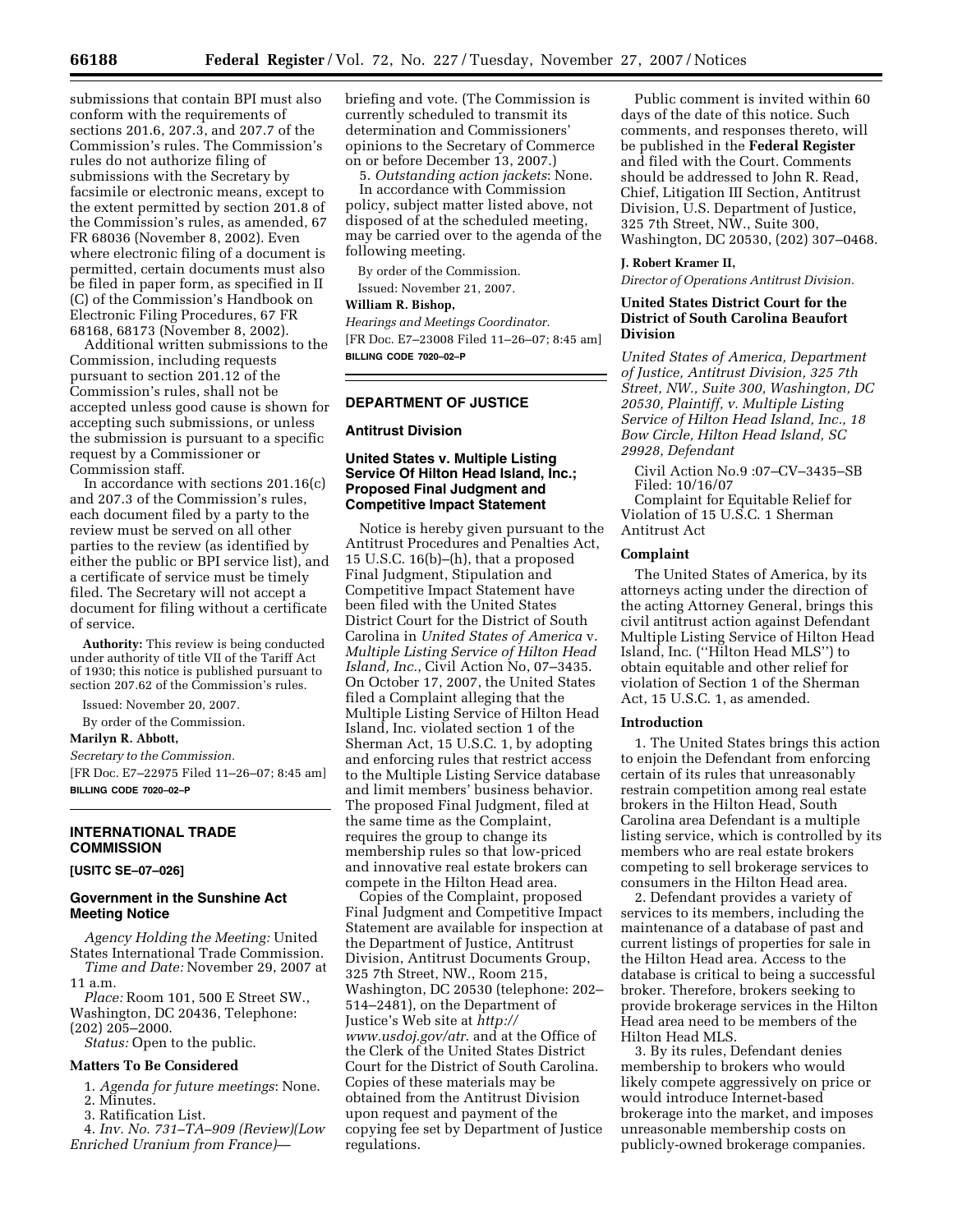submissions that contain BPI must also conform with the requirements of sections 201.6, 207.3, and 207.7 of the Commission's rules. The Commission's rules do not authorize filing of submissions with the Secretary by facsimile or electronic means, except to the extent permitted by section 201.8 of the Commission's rules, as amended, 67 FR 68036 (November 8, 2002). Even where electronic filing of a document is permitted, certain documents must also be filed in paper form, as specified in II (C) of the Commission's Handbook on Electronic Filing Procedures, 67 FR 68168, 68173 (November 8, 2002).

Additional written submissions to the Commission, including requests pursuant to section 201.12 of the Commission's rules, shall not be accepted unless good cause is shown for accepting such submissions, or unless the submission is pursuant to a specific request by a Commissioner or Commission staff.

In accordance with sections 201.16(c) and 207.3 of the Commission's rules, each document filed by a party to the review must be served on all other parties to the review (as identified by either the public or BPI service list), and a certificate of service must be timely filed. The Secretary will not accept a document for filing without a certificate of service.

**Authority:** This review is being conducted under authority of title VII of the Tariff Act of 1930; this notice is published pursuant to section 207.62 of the Commission's rules.

Issued: November 20, 2007.

By order of the Commission.

**Marilyn R. Abbott,**

*Secretary to the Commission.*

[FR Doc. E7–22975 Filed 11–26–07; 8:45 am]

**BILLING CODE 7020–02–P**

## INTERNATIONAL TRADE COMMISSION

**[USITC SE–07–026]**

### Government in the Sunshine Act Meeting Notice

*Agency Holding the Meeting:* United States International Trade Commission.

*Time and Date:* November 29, 2007 at 11 a.m.

*Place:* Room 101, 500 E Street SW., Washington, DC 20436, Telephone: (202) 205–2000.

*Status:* Open to the public.

### Matters To Be Considered

1. *Agenda for future meetings*: None.
2. Minutes.
3. Ratification List.
4. *Inv. No. 731–TA–909 (Review)(Low Enriched Uranium from France)*—briefing and vote. (The Commission is currently scheduled to transmit its determination and Commissioners' opinions to the Secretary of Commerce on or before December 13, 2007.)
5. *Outstanding action jackets*: None.

In accordance with Commission policy, subject matter listed above, not disposed of at the scheduled meeting, may be carried over to the agenda of the following meeting.

By order of the Commission.

Issued: November 21, 2007.

**William R. Bishop,**

*Hearings and Meetings Coordinator.*

[FR Doc. E7–23008 Filed 11–26–07; 8:45 am]

**BILLING CODE 7020–02–P**

## DEPARTMENT OF JUSTICE

### Antitrust Division

### United States v. Multiple Listing Service Of Hilton Head Island, Inc.; Proposed Final Judgment and Competitive Impact Statement

Notice is hereby given pursuant to the Antitrust Procedures and Penalties Act, 15 U.S.C. 16(b)–(h), that a proposed Final Judgment, Stipulation and Competitive Impact Statement have been filed with the United States District Court for the District of South Carolina in *United States of America* v. *Multiple Listing Service of Hilton Head Island, Inc.*, Civil Action No, 07–3435. On October 17, 2007, the United States filed a Complaint alleging that the Multiple Listing Service of Hilton Head Island, Inc. violated section 1 of the Sherman Act, 15 U.S.C. 1, by adopting and enforcing rules that restrict access to the Multiple Listing Service database and limit members' business behavior. The proposed Final Judgment, filed at the same time as the Complaint, requires the group to change its membership rules so that low-priced and innovative real estate brokers can compete in the Hilton Head area.

Copies of the Complaint, proposed Final Judgment and Competitive Impact Statement are available for inspection at the Department of Justice, Antitrust Division, Antitrust Documents Group, 325 7th Street, NW., Room 215, Washington, DC 20530 (telephone: 202–514–2481), on the Department of Justice's Web site at *http://www.usdoj.gov/atr*. and at the Office of the Clerk of the United States District Court for the District of South Carolina. Copies of these materials may be obtained from the Antitrust Division upon request and payment of the copying fee set by Department of Justice regulations.

Public comment is invited within 60 days of the date of this notice. Such comments, and responses thereto, will be published in the **Federal Register** and filed with the Court. Comments should be addressed to John R. Read, Chief, Litigation III Section, Antitrust Division, U.S. Department of Justice, 325 7th Street, NW., Suite 300, Washington, DC 20530, (202) 307–0468.

**J. Robert Kramer II,**

*Director of Operations Antitrust Division.*

### United States District Court for the District of South Carolina Beaufort Division

*United States of America, Department of Justice, Antitrust Division, 325 7th Street, NW., Suite 300, Washington, DC 20530, Plaintiff, v. Multiple Listing Service of Hilton Head Island, Inc., 18 Bow Circle, Hilton Head Island, SC 29928, Defendant*

Civil Action No.9 :07–CV–3435–SB

Filed: 10/16/07

Complaint for Equitable Relief for Violation of 15 U.S.C. 1 Sherman Antitrust Act

### Complaint

The United States of America, by its attorneys acting under the direction of the acting Attorney General, brings this civil antitrust action against Defendant Multiple Listing Service of Hilton Head Island, Inc. (''Hilton Head MLS'') to obtain equitable and other relief for violation of Section 1 of the Sherman Act, 15 U.S.C. 1, as amended.

### Introduction

1. The United States brings this action to enjoin the Defendant from enforcing certain of its rules that unreasonably restrain competition among real estate brokers in the Hilton Head, South Carolina area Defendant is a multiple listing service, which is controlled by its members who are real estate brokers competing to sell brokerage services to consumers in the Hilton Head area.

2. Defendant provides a variety of services to its members, including the maintenance of a database of past and current listings of properties for sale in the Hilton Head area. Access to the database is critical to being a successful broker. Therefore, brokers seeking to provide brokerage services in the Hilton Head area need to be members of the Hilton Head MLS.

3. By its rules, Defendant denies membership to brokers who would likely compete aggressively on price or would introduce Internet-based brokerage into the market, and imposes unreasonable membership costs on publicly-owned brokerage companies.